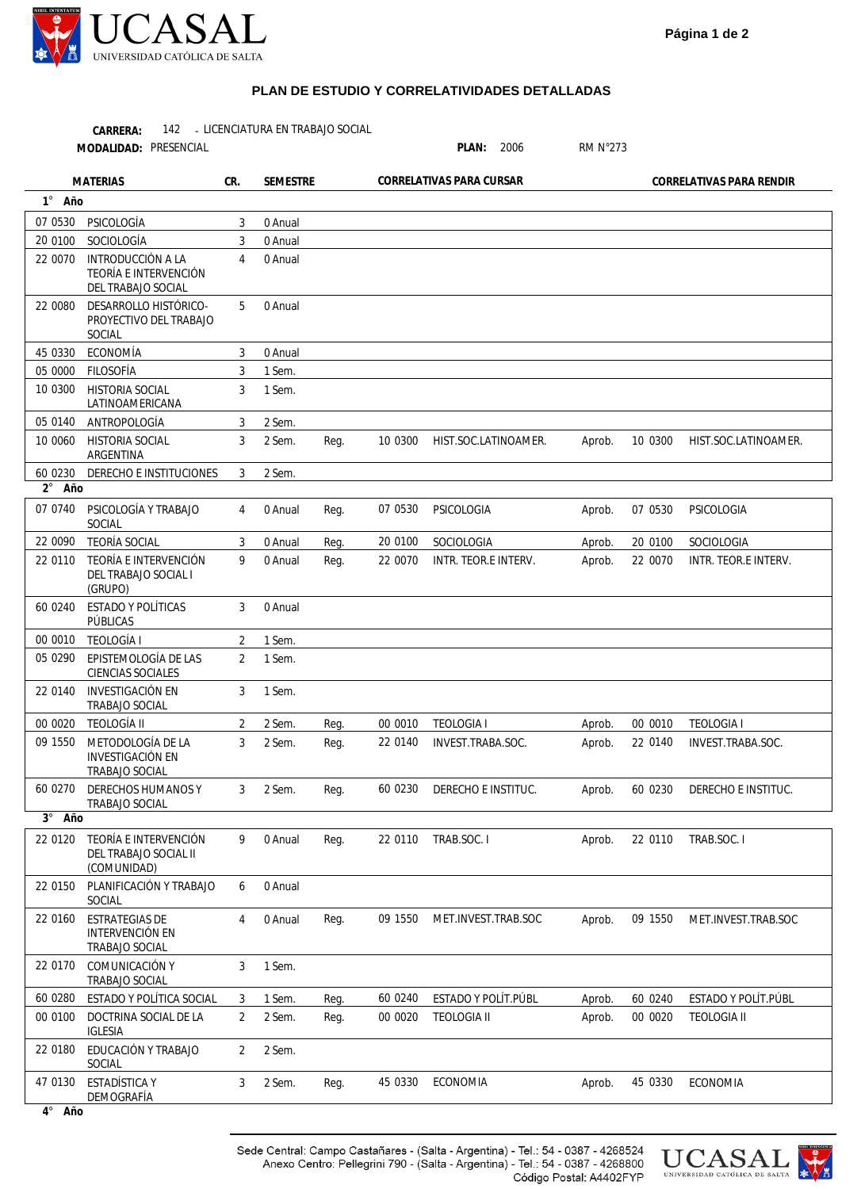UCASAL
UNIVERSIDAD CATÓLICA DE SALTA

## PLAN DE ESTUDIO Y CORRELATIVIDADES DETALLADAS

**CARRERA:** 142 - LICENCIATURA EN TRABAJO SOCIAL
**MODALIDAD:** PRESENCIAL **PLAN:** 2006 RM N°273

| MATERIAS | | CR. | SEMESTRE | CORRELATIVAS PARA CURSAR | | | CORRELATIVAS PARA RENDIR | | |
|---|---|---|---|---|---|---|---|---|---|
| **1° Año** | | | | | | | | | |
| 07 0530 | PSICOLOGÍA | 3 | 0 Anual | | | | | | |
| 20 0100 | SOCIOLOGÍA | 3 | 0 Anual | | | | | | |
| 22 0070 | INTRODUCCIÓN A LA TEORÍA E INTERVENCIÓN DEL TRABAJO SOCIAL | 4 | 0 Anual | | | | | | |
| 22 0080 | DESARROLLO HISTÓRICO-PROYECTIVO DEL TRABAJO SOCIAL | 5 | 0 Anual | | | | | | |
| 45 0330 | ECONOMÍA | 3 | 0 Anual | | | | | | |
| 05 0000 | FILOSOFÍA | 3 | 1 Sem. | | | | | | |
| 10 0300 | HISTORIA SOCIAL LATINOAMERICANA | 3 | 1 Sem. | | | | | | |
| 05 0140 | ANTROPOLOGÍA | 3 | 2 Sem. | | | | | | |
| 10 0060 | HISTORIA SOCIAL ARGENTINA | 3 | 2 Sem. | Reg. | 10 0300 | HIST.SOC.LATINOAMER. | Aprob. | 10 0300 | HIST.SOC.LATINOAMER. |
| 60 0230 | DERECHO E INSTITUCIONES | 3 | 2 Sem. | | | | | | |
| **2° Año** | | | | | | | | | |
| 07 0740 | PSICOLOGÍA Y TRABAJO SOCIAL | 4 | 0 Anual | Reg. | 07 0530 | PSICOLOGIA | Aprob. | 07 0530 | PSICOLOGIA |
| 22 0090 | TEORÍA SOCIAL | 3 | 0 Anual | Reg. | 20 0100 | SOCIOLOGIA | Aprob. | 20 0100 | SOCIOLOGIA |
| 22 0110 | TEORÍA E INTERVENCIÓN DEL TRABAJO SOCIAL I (GRUPO) | 9 | 0 Anual | Reg. | 22 0070 | INTR. TEOR.E INTERV. | Aprob. | 22 0070 | INTR. TEOR.E INTERV. |
| 60 0240 | ESTADO Y POLÍTICAS PÚBLICAS | 3 | 0 Anual | | | | | | |
| 00 0010 | TEOLOGÍA I | 2 | 1 Sem. | | | | | | |
| 05 0290 | EPISTEMOLOGÍA DE LAS CIENCIAS SOCIALES | 2 | 1 Sem. | | | | | | |
| 22 0140 | INVESTIGACIÓN EN TRABAJO SOCIAL | 3 | 1 Sem. | | | | | | |
| 00 0020 | TEOLOGÍA II | 2 | 2 Sem. | Reg. | 00 0010 | TEOLOGIA I | Aprob. | 00 0010 | TEOLOGIA I |
| 09 1550 | METODOLOGÍA DE LA INVESTIGACIÓN EN TRABAJO SOCIAL | 3 | 2 Sem. | Reg. | 22 0140 | INVEST.TRABA.SOC. | Aprob. | 22 0140 | INVEST.TRABA.SOC. |
| 60 0270 | DERECHOS HUMANOS Y TRABAJO SOCIAL | 3 | 2 Sem. | Reg. | 60 0230 | DERECHO E INSTITUC. | Aprob. | 60 0230 | DERECHO E INSTITUC. |
| **3° Año** | | | | | | | | | |
| 22 0120 | TEORÍA E INTERVENCIÓN DEL TRABAJO SOCIAL II (COMUNIDAD) | 9 | 0 Anual | Reg. | 22 0110 | TRAB.SOC. I | Aprob. | 22 0110 | TRAB.SOC. I |
| 22 0150 | PLANIFICACIÓN Y TRABAJO SOCIAL | 6 | 0 Anual | | | | | | |
| 22 0160 | ESTRATEGIAS DE INTERVENCIÓN EN TRABAJO SOCIAL | 4 | 0 Anual | Reg. | 09 1550 | MET.INVEST.TRAB.SOC | Aprob. | 09 1550 | MET.INVEST.TRAB.SOC |
| 22 0170 | COMUNICACIÓN Y TRABAJO SOCIAL | 3 | 1 Sem. | | | | | | |
| 60 0280 | ESTADO Y POLÍTICA SOCIAL | 3 | 1 Sem. | Reg. | 60 0240 | ESTADO Y POLÍT.PÚBL | Aprob. | 60 0240 | ESTADO Y POLÍT.PÚBL |
| 00 0100 | DOCTRINA SOCIAL DE LA IGLESIA | 2 | 2 Sem. | Reg. | 00 0020 | TEOLOGIA II | Aprob. | 00 0020 | TEOLOGIA II |
| 22 0180 | EDUCACIÓN Y TRABAJO SOCIAL | 2 | 2 Sem. | | | | | | |
| 47 0130 | ESTADÍSTICA Y DEMOGRAFÍA | 3 | 2 Sem. | Reg. | 45 0330 | ECONOMIA | Aprob. | 45 0330 | ECONOMIA |
| **4° Año** | | | | | | | | | |

Sede Central: Campo Castañares - (Salta - Argentina) - Tel.: 54 - 0387 - 4268524
Anexo Centro: Pellegrini 790 - (Salta - Argentina) - Tel.: 54 - 0387 - 4268800
Código Postal: A4402FYP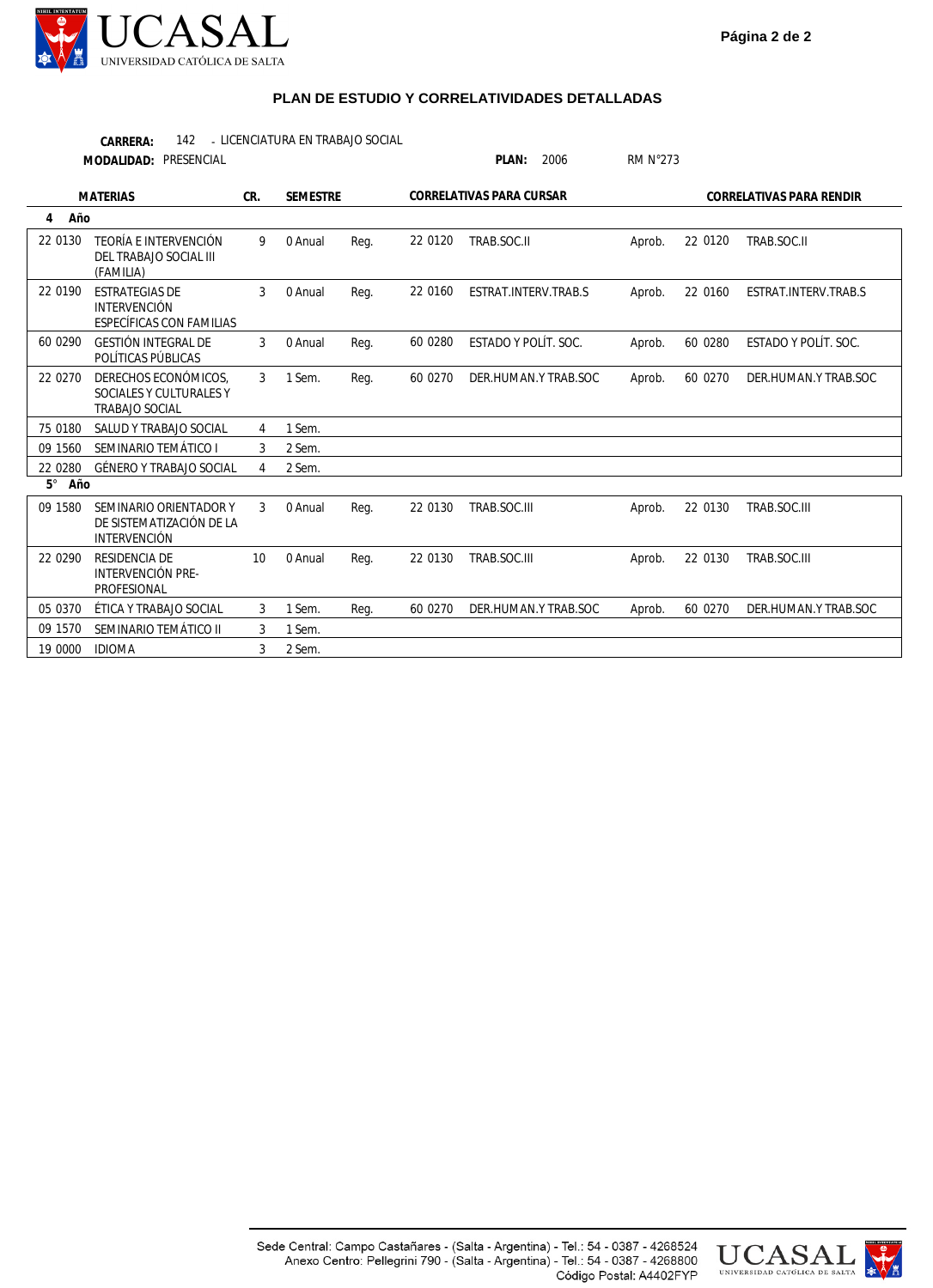## PLAN DE ESTUDIO Y CORRELATIVIDADES DETALLADAS

**CARRERA:** 142 - LICENCIATURA EN TRABAJO SOCIAL
**MODALIDAD:** PRESENCIAL **PLAN:** 2006 RM N°273

| MATERIAS | | CR. | SEMESTRE | | CORRELATIVAS PARA CURSAR | | | CORRELATIVAS PARA RENDIR | |
|---|---|---|---|---|---|---|---|---|---|
| **4 Año** | | | | | | | | | |
| 22 0130 | TEORÍA E INTERVENCIÓN DEL TRABAJO SOCIAL III (FAMILIA) | 9 | 0 Anual | Reg. | 22 0120 | TRAB.SOC.II | Aprob. | 22 0120 | TRAB.SOC.II |
| 22 0190 | ESTRATEGIAS DE INTERVENCIÓN ESPECÍFICAS CON FAMILIAS | 3 | 0 Anual | Reg. | 22 0160 | ESTRAT.INTERV.TRAB.S | Aprob. | 22 0160 | ESTRAT.INTERV.TRAB.S |
| 60 0290 | GESTIÓN INTEGRAL DE POLÍTICAS PÚBLICAS | 3 | 0 Anual | Reg. | 60 0280 | ESTADO Y POLÍT. SOC. | Aprob. | 60 0280 | ESTADO Y POLÍT. SOC. |
| 22 0270 | DERECHOS ECONÓMICOS, SOCIALES Y CULTURALES Y TRABAJO SOCIAL | 3 | 1 Sem. | Reg. | 60 0270 | DER.HUMAN.Y TRAB.SOC | Aprob. | 60 0270 | DER.HUMAN.Y TRAB.SOC |
| 75 0180 | SALUD Y TRABAJO SOCIAL | 4 | 1 Sem. | | | | | | |
| 09 1560 | SEMINARIO TEMÁTICO I | 3 | 2 Sem. | | | | | | |
| 22 0280 | GÉNERO Y TRABAJO SOCIAL | 4 | 2 Sem. | | | | | | |
| **5° Año** | | | | | | | | | |
| 09 1580 | SEMINARIO ORIENTADOR Y DE SISTEMATIZACIÓN DE LA INTERVENCIÓN | 3 | 0 Anual | Reg. | 22 0130 | TRAB.SOC.III | Aprob. | 22 0130 | TRAB.SOC.III |
| 22 0290 | RESIDENCIA DE INTERVENCIÓN PRE-PROFESIONAL | 10 | 0 Anual | Reg. | 22 0130 | TRAB.SOC.III | Aprob. | 22 0130 | TRAB.SOC.III |
| 05 0370 | ÉTICA Y TRABAJO SOCIAL | 3 | 1 Sem. | Reg. | 60 0270 | DER.HUMAN.Y TRAB.SOC | Aprob. | 60 0270 | DER.HUMAN.Y TRAB.SOC |
| 09 1570 | SEMINARIO TEMÁTICO II | 3 | 1 Sem. | | | | | | |
| 19 0000 | IDIOMA | 3 | 2 Sem. | | | | | | |

Sede Central: Campo Castañares - (Salta - Argentina) - Tel.: 54 - 0387 - 4268524
Anexo Centro: Pellegrini 790 - (Salta - Argentina) - Tel.: 54 - 0387 - 4268800
Código Postal: A4402FYP